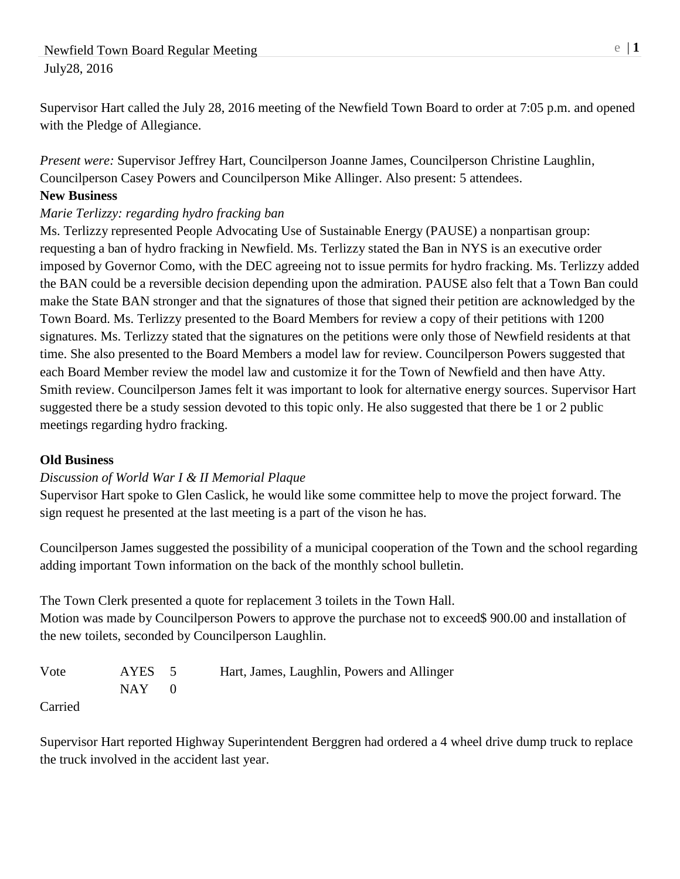Newfield Town Board Regular Meeting
July28, 2016

Supervisor Hart called the July 28, 2016 meeting of the Newfield Town Board to order at 7:05 p.m. and opened with the Pledge of Allegiance.

*Present were:* Supervisor Jeffrey Hart, Councilperson Joanne James, Councilperson Christine Laughlin, Councilperson Casey Powers and Councilperson Mike Allinger. Also present: 5 attendees.

**New Business**

*Marie Terlizzy: regarding hydro fracking ban*

Ms. Terlizzy represented People Advocating Use of Sustainable Energy (PAUSE) a nonpartisan group: requesting a ban of hydro fracking in Newfield. Ms. Terlizzy stated the Ban in NYS is an executive order imposed by Governor Como, with the DEC agreeing not to issue permits for hydro fracking. Ms. Terlizzy added the BAN could be a reversible decision depending upon the admiration. PAUSE also felt that a Town Ban could make the State BAN stronger and that the signatures of those that signed their petition are acknowledged by the Town Board. Ms. Terlizzy presented to the Board Members for review a copy of their petitions with 1200 signatures. Ms. Terlizzy stated that the signatures on the petitions were only those of Newfield residents at that time. She also presented to the Board Members a model law for review. Councilperson Powers suggested that each Board Member review the model law and customize it for the Town of Newfield and then have Atty. Smith review. Councilperson James felt it was important to look for alternative energy sources. Supervisor Hart suggested there be a study session devoted to this topic only. He also suggested that there be 1 or 2 public meetings regarding hydro fracking.

**Old Business**

*Discussion of World War I & II Memorial Plaque*

Supervisor Hart spoke to Glen Caslick, he would like some committee help to move the project forward. The sign request he presented at the last meeting is a part of the vison he has.

Councilperson James suggested the possibility of a municipal cooperation of the Town and the school regarding adding important Town information on the back of the monthly school bulletin.

The Town Clerk presented a quote for replacement 3 toilets in the Town Hall.
Motion was made by Councilperson Powers to approve the purchase not to exceed$ 900.00 and installation of the new toilets, seconded by Councilperson Laughlin.

| Vote | AYES | 5 | Hart, James, Laughlin, Powers and Allinger |
|---|---|---|---|
| | NAY | 0 | |

Carried

Supervisor Hart reported Highway Superintendent Berggren had ordered a 4 wheel drive dump truck to replace the truck involved in the accident last year.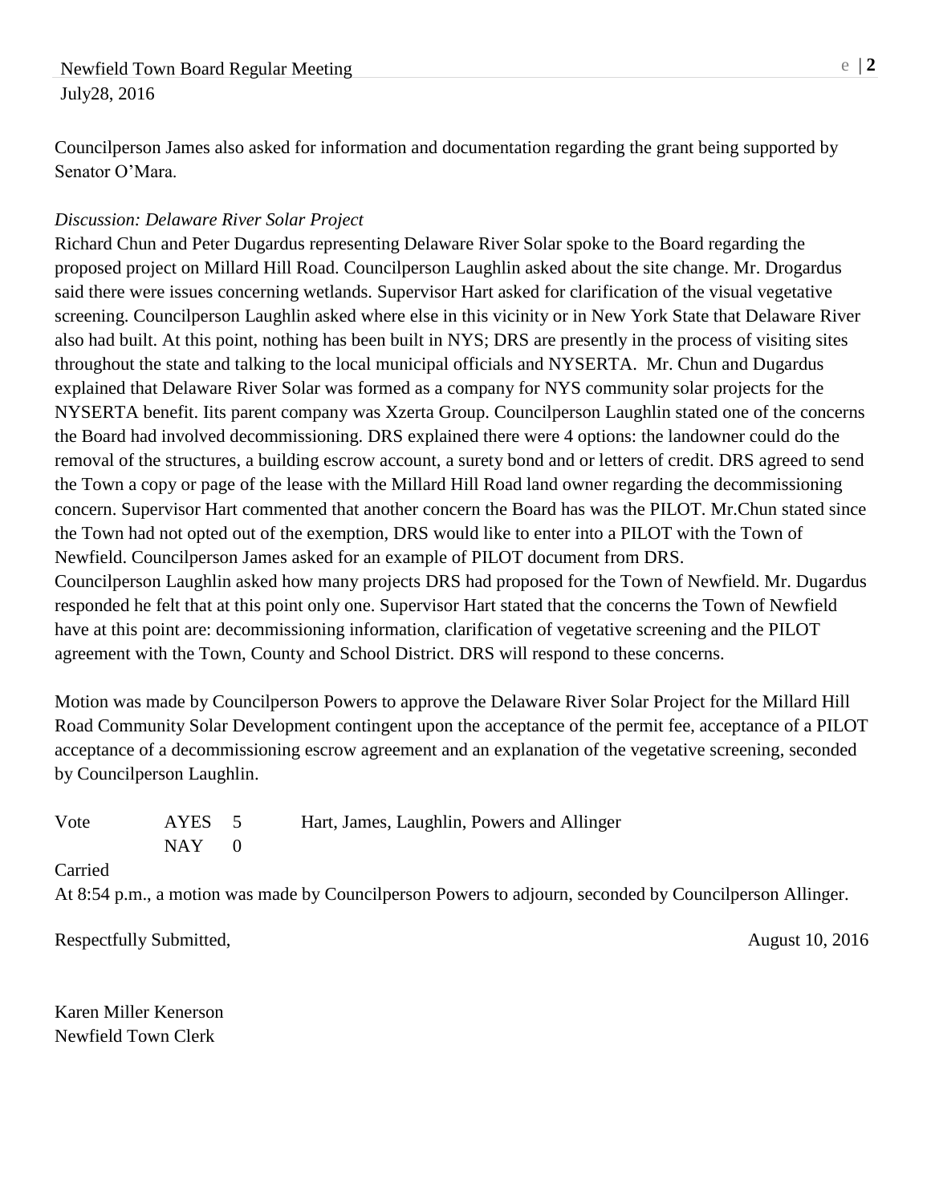Councilperson James also asked for information and documentation regarding the grant being supported by Senator O'Mara.

*Discussion: Delaware River Solar Project*

Richard Chun and Peter Dugardus representing Delaware River Solar spoke to the Board regarding the proposed project on Millard Hill Road. Councilperson Laughlin asked about the site change. Mr. Drogardus said there were issues concerning wetlands. Supervisor Hart asked for clarification of the visual vegetative screening. Councilperson Laughlin asked where else in this vicinity or in New York State that Delaware River also had built. At this point, nothing has been built in NYS; DRS are presently in the process of visiting sites throughout the state and talking to the local municipal officials and NYSERTA. Mr. Chun and Dugardus explained that Delaware River Solar was formed as a company for NYS community solar projects for the NYSERTA benefit. Iits parent company was Xzerta Group. Councilperson Laughlin stated one of the concerns the Board had involved decommissioning. DRS explained there were 4 options: the landowner could do the removal of the structures, a building escrow account, a surety bond and or letters of credit. DRS agreed to send the Town a copy or page of the lease with the Millard Hill Road land owner regarding the decommissioning concern. Supervisor Hart commented that another concern the Board has was the PILOT. Mr.Chun stated since the Town had not opted out of the exemption, DRS would like to enter into a PILOT with the Town of Newfield. Councilperson James asked for an example of PILOT document from DRS.
Councilperson Laughlin asked how many projects DRS had proposed for the Town of Newfield. Mr. Dugardus responded he felt that at this point only one. Supervisor Hart stated that the concerns the Town of Newfield have at this point are: decommissioning information, clarification of vegetative screening and the PILOT agreement with the Town, County and School District. DRS will respond to these concerns.

Motion was made by Councilperson Powers to approve the Delaware River Solar Project for the Millard Hill Road Community Solar Development contingent upon the acceptance of the permit fee, acceptance of a PILOT acceptance of a decommissioning escrow agreement and an explanation of the vegetative screening, seconded by Councilperson Laughlin.

| | | | |
|---|---|---|---|
| Vote | AYES | 5 | Hart, James, Laughlin, Powers and Allinger |
| | NAY | 0 | |

Carried

At 8:54 p.m., a motion was made by Councilperson Powers to adjourn, seconded by Councilperson Allinger.

Respectfully Submitted, August 10, 2016

Karen Miller Kenerson
Newfield Town Clerk